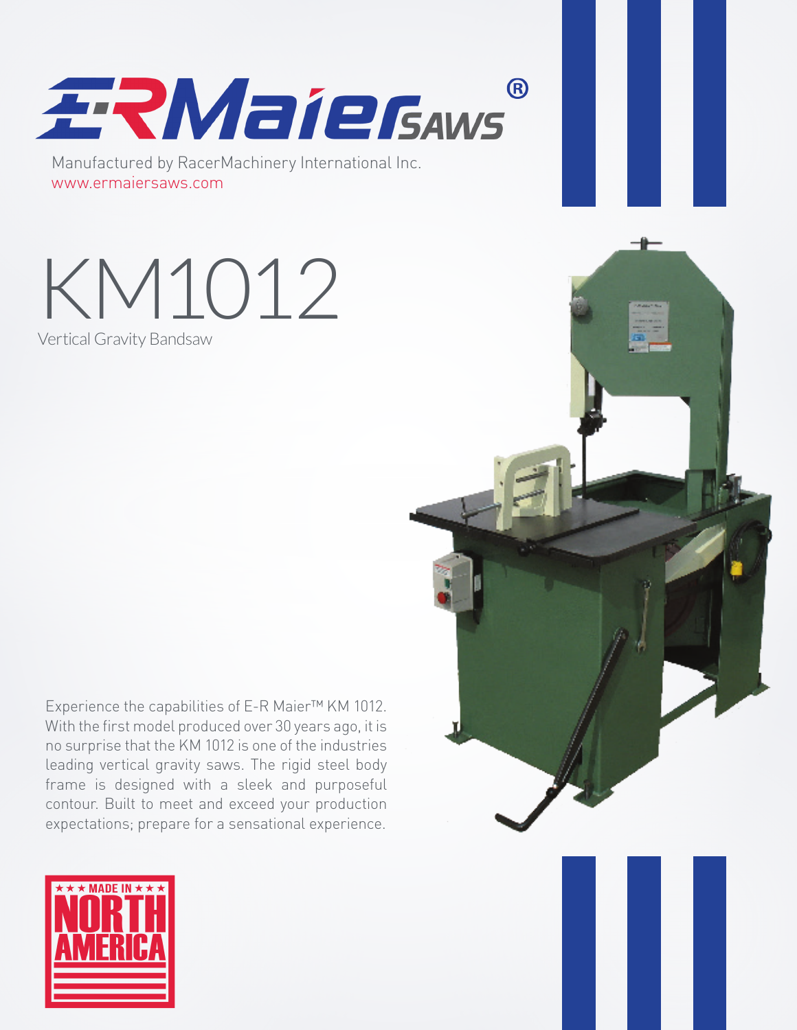# E-R Maier SAWS®

Manufactured by RacerMachinery International Inc.
www.ermaiersaws.com

# KM1012

## Vertical Gravity Bandsaw

Experience the capabilities of E-R Maier™ KM 1012. With the first model produced over 30 years ago, it is no surprise that the KM 1012 is one of the industries leading vertical gravity saws. The rigid steel body frame is designed with a sleek and purposeful contour. Built to meet and exceed your production expectations; prepare for a sensational experience.

★★★ MADE IN ★★★ NORTH AMERICA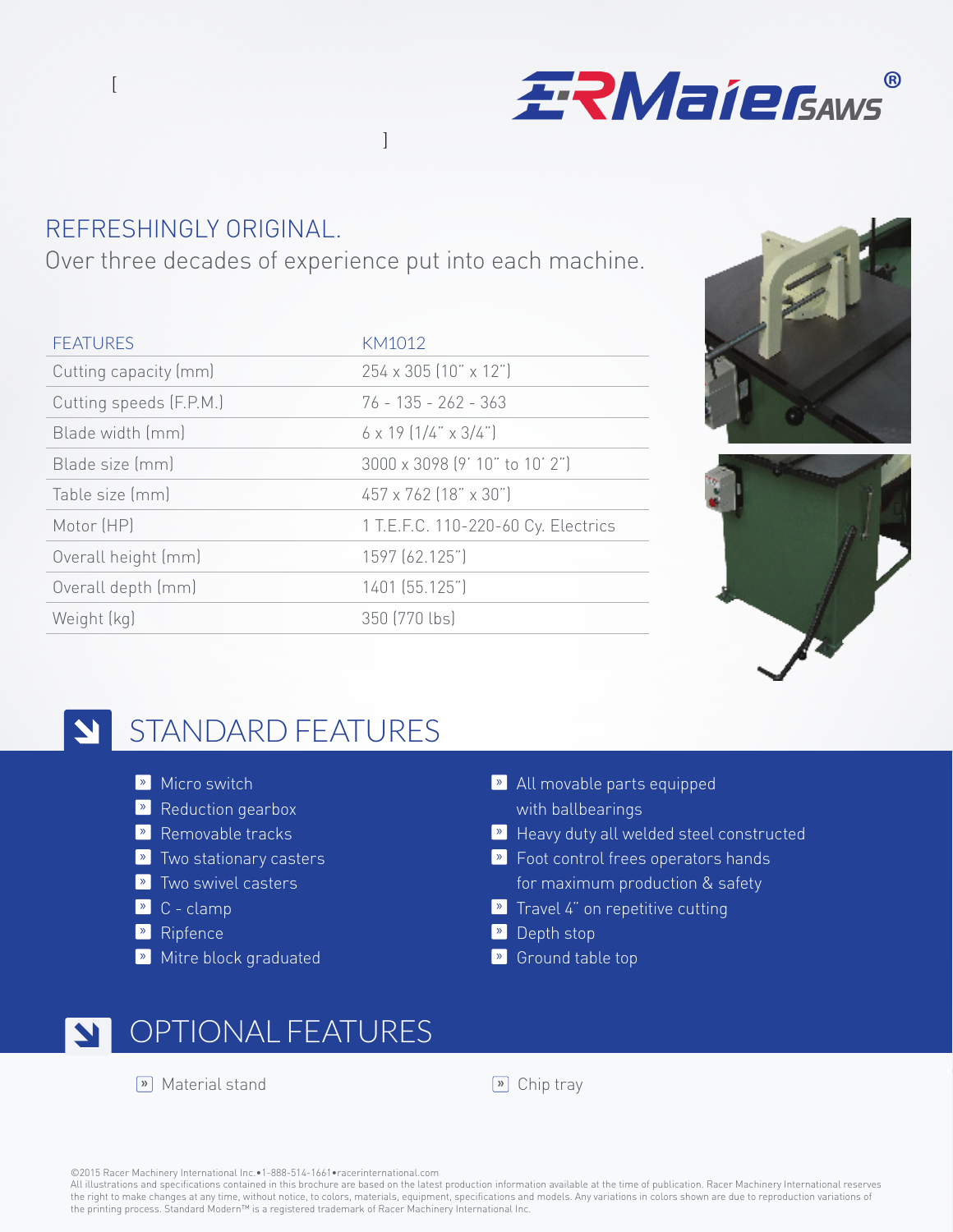ERMaier SAWS®

## REFRESHINGLY ORIGINAL.

Over three decades of experience put into each machine.

| FEATURES | KM1012 |
| --- | --- |
| Cutting capacity (mm) | 254 x 305 (10" x 12") |
| Cutting speeds (F.P.M.) | 76 - 135 - 262 - 363 |
| Blade width (mm) | 6 x 19 (1/4" x 3/4") |
| Blade size (mm) | 3000 x 3098 (9' 10" to 10' 2") |
| Table size (mm) | 457 x 762 (18" x 30") |
| Motor (HP) | 1 T.E.F.C. 110-220-60 Cy. Electrics |
| Overall height (mm) | 1597 (62.125") |
| Overall depth (mm) | 1401 (55.125") |
| Weight (kg) | 350 (770 lbs) |

## STANDARD FEATURES

- Micro switch
- Reduction gearbox
- Removable tracks
- Two stationary casters
- Two swivel casters
- C - clamp
- Ripfence
- Mitre block graduated
- All movable parts equipped with ballbearings
- Heavy duty all welded steel constructed
- Foot control frees operators hands for maximum production & safety
- Travel 4" on repetitive cutting
- Depth stop
- Ground table top

## OPTIONAL FEATURES

- Material stand
- Chip tray

©2015 Racer Machinery International Inc.•1-888-514-1661•racerinternational.com
All illustrations and specifications contained in this brochure are based on the latest production information available at the time of publication. Racer Machinery International reserves the right to make changes at any time, without notice, to colors, materials, equipment, specifications and models. Any variations in colors shown are due to reproduction variations of the printing process. Standard Modern™ is a registered trademark of Racer Machinery International Inc.